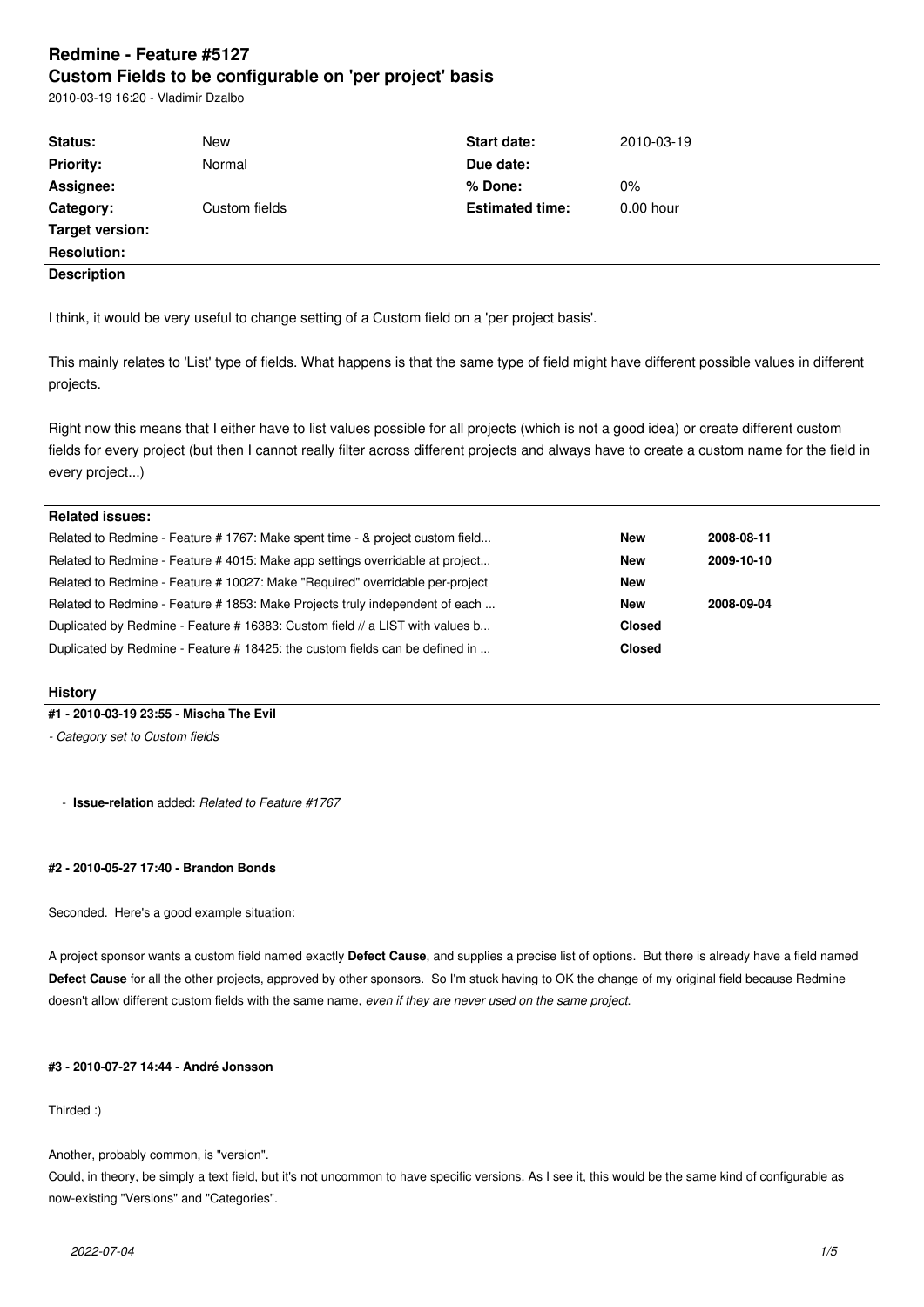# Redmine - Feature #5127

## Custom Fields to be configurable on 'per project' basis

2010-03-19 16:20 - Vladimir Dzalbo

| | | | |
|---|---|---|---|
| **Status:** | New | **Start date:** | 2010-03-19 |
| **Priority:** | Normal | **Due date:** | |
| **Assignee:** | | **% Done:** | 0% |
| **Category:** | Custom fields | **Estimated time:** | 0.00 hour |
| **Target version:** | | | |
| **Resolution:** | | | |

**Description**

I think, it would be very useful to change setting of a Custom field on a 'per project basis'.

This mainly relates to 'List' type of fields. What happens is that the same type of field might have different possible values in different projects.

Right now this means that I either have to list values possible for all projects (which is not a good idea) or create different custom fields for every project (but then I cannot really filter across different projects and always have to create a custom name for the field in every project...)

**Related issues:**

| | | |
|---|---|---|
| Related to Redmine - Feature # 1767: Make spent time - & project custom field... | **New** | **2008-08-11** |
| Related to Redmine - Feature # 4015: Make app settings overridable at project... | **New** | **2009-10-10** |
| Related to Redmine - Feature # 10027: Make "Required" overridable per-project | **New** | |
| Related to Redmine - Feature # 1853: Make Projects truly independent of each ... | **New** | **2008-09-04** |
| Duplicated by Redmine - Feature # 16383: Custom field // a LIST with values b... | **Closed** | |
| Duplicated by Redmine - Feature # 18425: the custom fields can be defined in ... | **Closed** | |

## History

#### #1 - 2010-03-19 23:55 - Mischa The Evil

*- Category set to Custom fields*

- **Issue-relation** added: *Related to Feature #1767*

#### #2 - 2010-05-27 17:40 - Brandon Bonds

Seconded. Here's a good example situation:

A project sponsor wants a custom field named exactly **Defect Cause**, and supplies a precise list of options. But there is already have a field named **Defect Cause** for all the other projects, approved by other sponsors. So I'm stuck having to OK the change of my original field because Redmine doesn't allow different custom fields with the same name, *even if they are never used on the same project.*

#### #3 - 2010-07-27 14:44 - André Jonsson

Thirded :)

Another, probably common, is "version".
Could, in theory, be simply a text field, but it's not uncommon to have specific versions. As I see it, this would be the same kind of configurable as now-existing "Versions" and "Categories".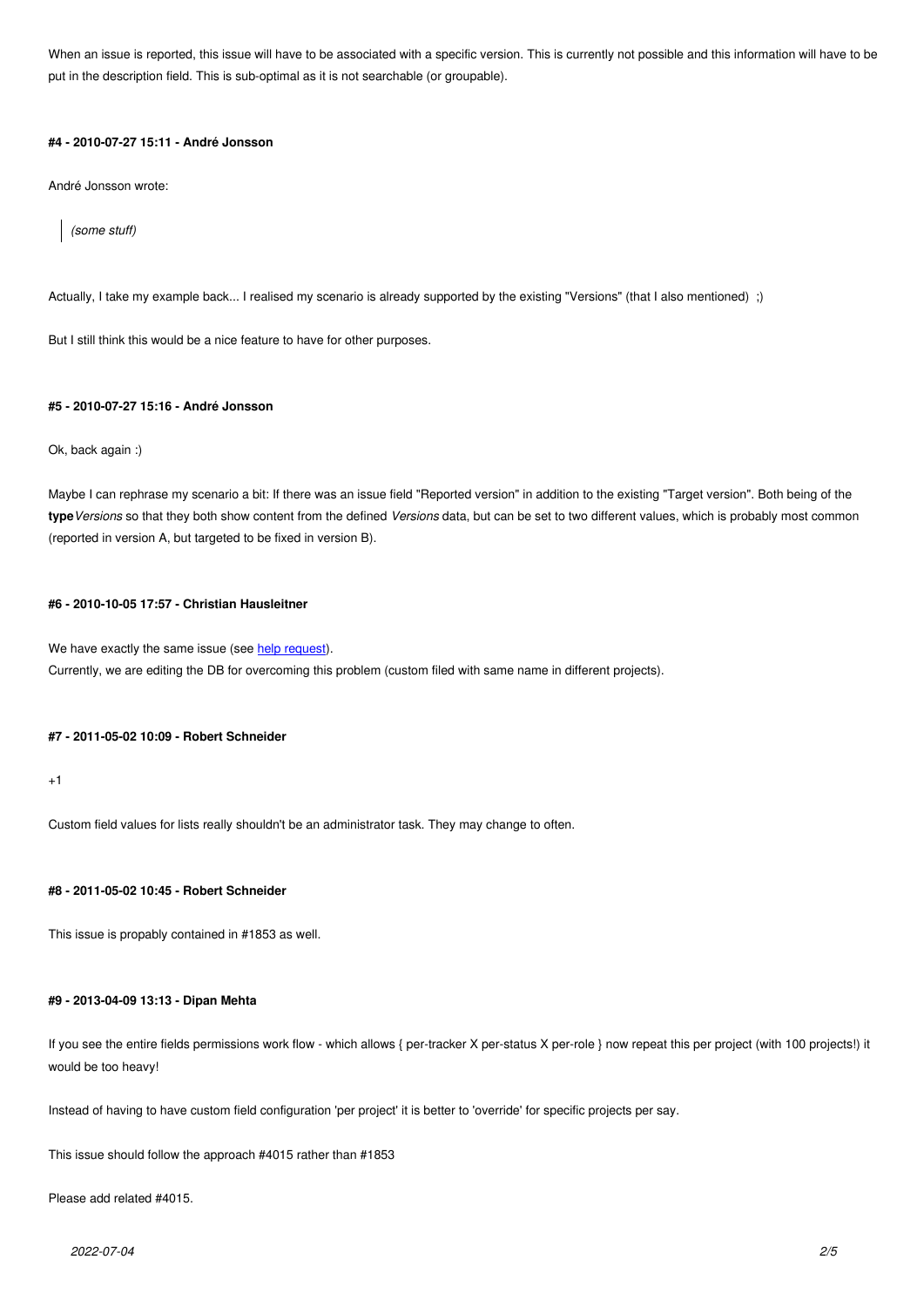When an issue is reported, this issue will have to be associated with a specific version. This is currently not possible and this information will have to be put in the description field. This is sub-optimal as it is not searchable (or groupable).

#### #4 - 2010-07-27 15:11 - André Jonsson

André Jonsson wrote:

> *(some stuff)*

Actually, I take my example back... I realised my scenario is already supported by the existing "Versions" (that I also mentioned) ;)

But I still think this would be a nice feature to have for other purposes.

#### #5 - 2010-07-27 15:16 - André Jonsson

Ok, back again :)

Maybe I can rephrase my scenario a bit: If there was an issue field "Reported version" in addition to the existing "Target version". Both being of the **type** *Versions* so that they both show content from the defined *Versions* data, but can be set to two different values, which is probably most common (reported in version A, but targeted to be fixed in version B).

#### #6 - 2010-10-05 17:57 - Christian Hausleitner

We have exactly the same issue (see [help request](help request)).
Currently, we are editing the DB for overcoming this problem (custom filed with same name in different projects).

#### #7 - 2011-05-02 10:09 - Robert Schneider

+1

Custom field values for lists really shouldn't be an administrator task. They may change to often.

#### #8 - 2011-05-02 10:45 - Robert Schneider

This issue is propably contained in #1853 as well.

#### #9 - 2013-04-09 13:13 - Dipan Mehta

If you see the entire fields permissions work flow - which allows { per-tracker X per-status X per-role } now repeat this per project (with 100 projects!) it would be too heavy!

Instead of having to have custom field configuration 'per project' it is better to 'override' for specific projects per say.

This issue should follow the approach #4015 rather than #1853

Please add related #4015.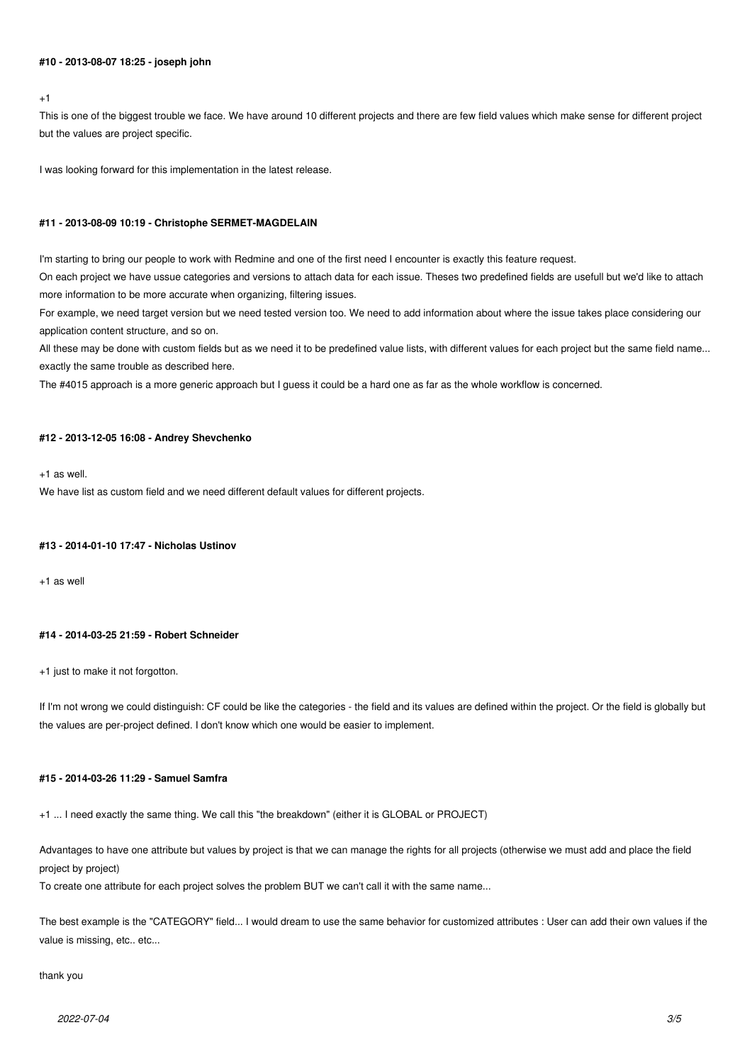#### #10 - 2013-08-07 18:25 - joseph john

+1

This is one of the biggest trouble we face. We have around 10 different projects and there are few field values which make sense for different project but the values are project specific.

I was looking forward for this implementation in the latest release.

#### #11 - 2013-08-09 10:19 - Christophe SERMET-MAGDELAIN

I'm starting to bring our people to work with Redmine and one of the first need I encounter is exactly this feature request.

On each project we have ussue categories and versions to attach data for each issue. Theses two predefined fields are usefull but we'd like to attach more information to be more accurate when organizing, filtering issues.

For example, we need target version but we need tested version too. We need to add information about where the issue takes place considering our application content structure, and so on.

All these may be done with custom fields but as we need it to be predefined value lists, with different values for each project but the same field name... exactly the same trouble as described here.

The #4015 approach is a more generic approach but I guess it could be a hard one as far as the whole workflow is concerned.

#### #12 - 2013-12-05 16:08 - Andrey Shevchenko

+1 as well.

We have list as custom field and we need different default values for different projects.

#### #13 - 2014-01-10 17:47 - Nicholas Ustinov

+1 as well

#### #14 - 2014-03-25 21:59 - Robert Schneider

+1 just to make it not forgotton.

If I'm not wrong we could distinguish: CF could be like the categories - the field and its values are defined within the project. Or the field is globally but the values are per-project defined. I don't know which one would be easier to implement.

#### #15 - 2014-03-26 11:29 - Samuel Samfra

+1 ... I need exactly the same thing. We call this "the breakdown" (either it is GLOBAL or PROJECT)

Advantages to have one attribute but values by project is that we can manage the rights for all projects (otherwise we must add and place the field project by project)

To create one attribute for each project solves the problem BUT we can't call it with the same name...

The best example is the "CATEGORY" field... I would dream to use the same behavior for customized attributes : User can add their own values if the value is missing, etc.. etc...

thank you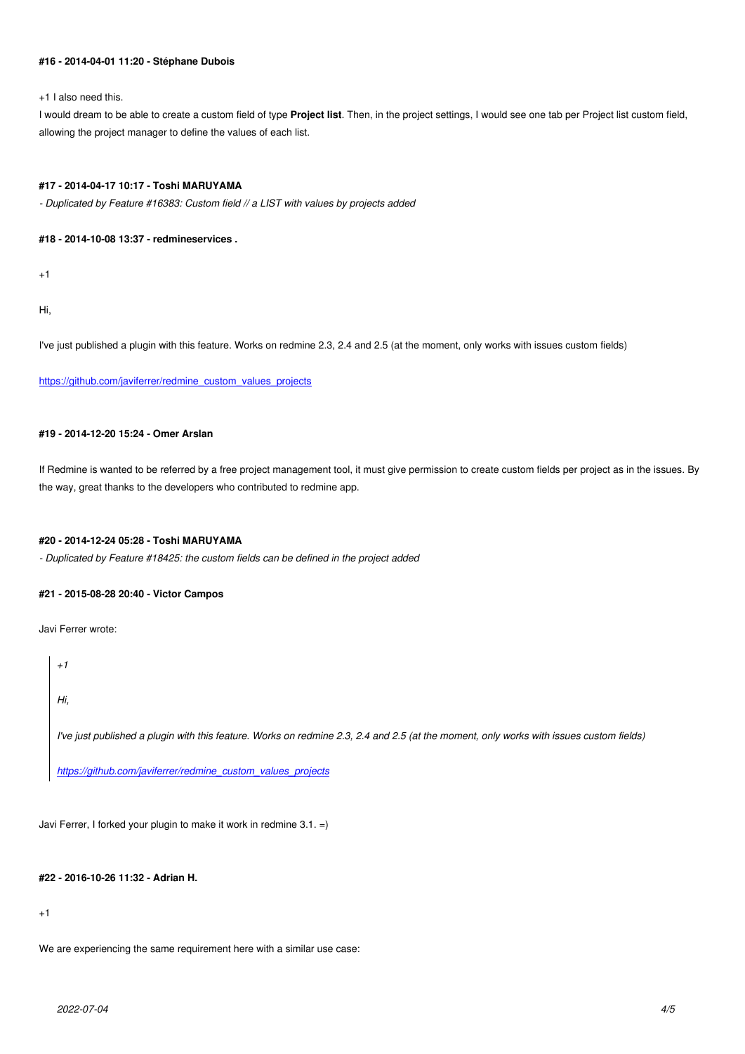#### #16 - 2014-04-01 11:20 - Stéphane Dubois

+1 I also need this.

I would dream to be able to create a custom field of type **Project list**. Then, in the project settings, I would see one tab per Project list custom field, allowing the project manager to define the values of each list.

#### #17 - 2014-04-17 10:17 - Toshi MARUYAMA

*- Duplicated by Feature #16383: Custom field // a LIST with values by projects added*

#### #18 - 2014-10-08 13:37 - redmineservices .

+1

Hi,

I've just published a plugin with this feature. Works on redmine 2.3, 2.4 and 2.5 (at the moment, only works with issues custom fields)

https://github.com/javiferrer/redmine_custom_values_projects

#### #19 - 2014-12-20 15:24 - Omer Arslan

If Redmine is wanted to be referred by a free project management tool, it must give permission to create custom fields per project as in the issues. By the way, great thanks to the developers who contributed to redmine app.

#### #20 - 2014-12-24 05:28 - Toshi MARUYAMA

*- Duplicated by Feature #18425: the custom fields can be defined in the project added*

#### #21 - 2015-08-28 20:40 - Victor Campos

Javi Ferrer wrote:

> *+1*
>
> *Hi,*
>
> *I've just published a plugin with this feature. Works on redmine 2.3, 2.4 and 2.5 (at the moment, only works with issues custom fields)*
>
> *https://github.com/javiferrer/redmine_custom_values_projects*

Javi Ferrer, I forked your plugin to make it work in redmine 3.1. =)

#### #22 - 2016-10-26 11:32 - Adrian H.

+1

We are experiencing the same requirement here with a similar use case: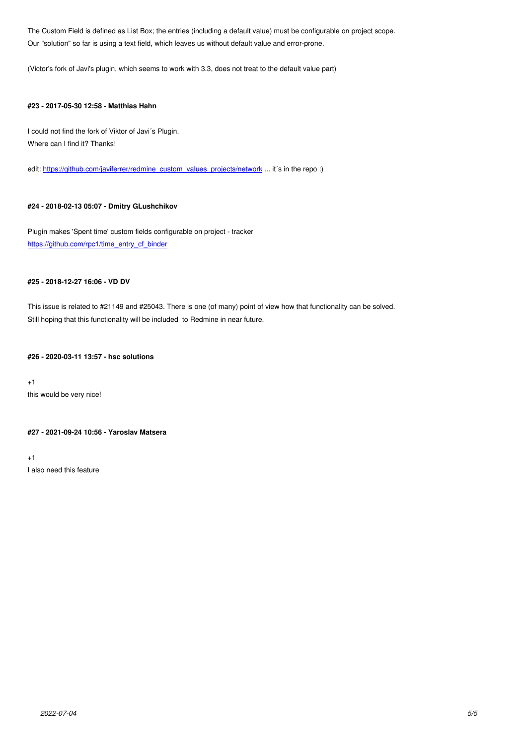The Custom Field is defined as List Box; the entries (including a default value) must be configurable on project scope.
Our "solution" so far is using a text field, which leaves us without default value and error-prone.

(Victor's fork of Javi's plugin, which seems to work with 3.3, does not treat to the default value part)

#### #23 - 2017-05-30 12:58 - Matthias Hahn

I could not find the fork of Viktor of Javi´s Plugin.
Where can I find it? Thanks!

edit: https://github.com/javiferrer/redmine_custom_values_projects/network ... it´s in the repo :)

#### #24 - 2018-02-13 05:07 - Dmitry GLushchikov

Plugin makes 'Spent time' custom fields configurable on project - tracker
https://github.com/rpc1/time_entry_cf_binder

#### #25 - 2018-12-27 16:06 - VD DV

This issue is related to #21149 and #25043. There is one (of many) point of view how that functionality can be solved.
Still hoping that this functionality will be included to Redmine in near future.

#### #26 - 2020-03-11 13:57 - hsc solutions

+1
this would be very nice!

#### #27 - 2021-09-24 10:56 - Yaroslav Matsera

+1
I also need this feature